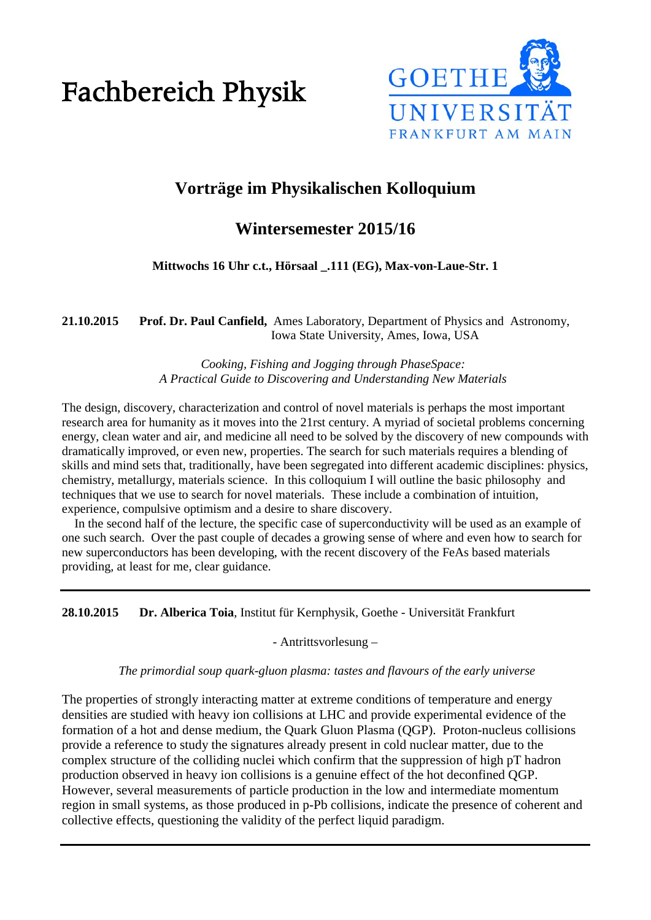# Fachbereich Physik

GOETHE UNIVERSITÄT FRANKFURT AM MAIN

## Vorträge im Physikalischen Kolloquium

## Wintersemester 2015/16

**Mittwochs 16 Uhr c.t., Hörsaal _.111 (EG), Max-von-Laue-Str. 1**

**21.10.2015** **Prof. Dr. Paul Canfield,** Ames Laboratory, Department of Physics and Astronomy, Iowa State University, Ames, Iowa, USA

*Cooking, Fishing and Jogging through PhaseSpace: A Practical Guide to Discovering and Understanding New Materials*

The design, discovery, characterization and control of novel materials is perhaps the most important research area for humanity as it moves into the 21rst century. A myriad of societal problems concerning energy, clean water and air, and medicine all need to be solved by the discovery of new compounds with dramatically improved, or even new, properties. The search for such materials requires a blending of skills and mind sets that, traditionally, have been segregated into different academic disciplines: physics, chemistry, metallurgy, materials science. In this colloquium I will outline the basic philosophy and techniques that we use to search for novel materials. These include a combination of intuition, experience, compulsive optimism and a desire to share discovery.

In the second half of the lecture, the specific case of superconductivity will be used as an example of one such search. Over the past couple of decades a growing sense of where and even how to search for new superconductors has been developing, with the recent discovery of the FeAs based materials providing, at least for me, clear guidance.

---

**28.10.2015** **Dr. Alberica Toia**, Institut für Kernphysik, Goethe - Universität Frankfurt

- Antrittsvorlesung –

*The primordial soup quark-gluon plasma: tastes and flavours of the early universe*

The properties of strongly interacting matter at extreme conditions of temperature and energy densities are studied with heavy ion collisions at LHC and provide experimental evidence of the formation of a hot and dense medium, the Quark Gluon Plasma (QGP). Proton-nucleus collisions provide a reference to study the signatures already present in cold nuclear matter, due to the complex structure of the colliding nuclei which confirm that the suppression of high pT hadron production observed in heavy ion collisions is a genuine effect of the hot deconfined QGP. However, several measurements of particle production in the low and intermediate momentum region in small systems, as those produced in p-Pb collisions, indicate the presence of coherent and collective effects, questioning the validity of the perfect liquid paradigm.

---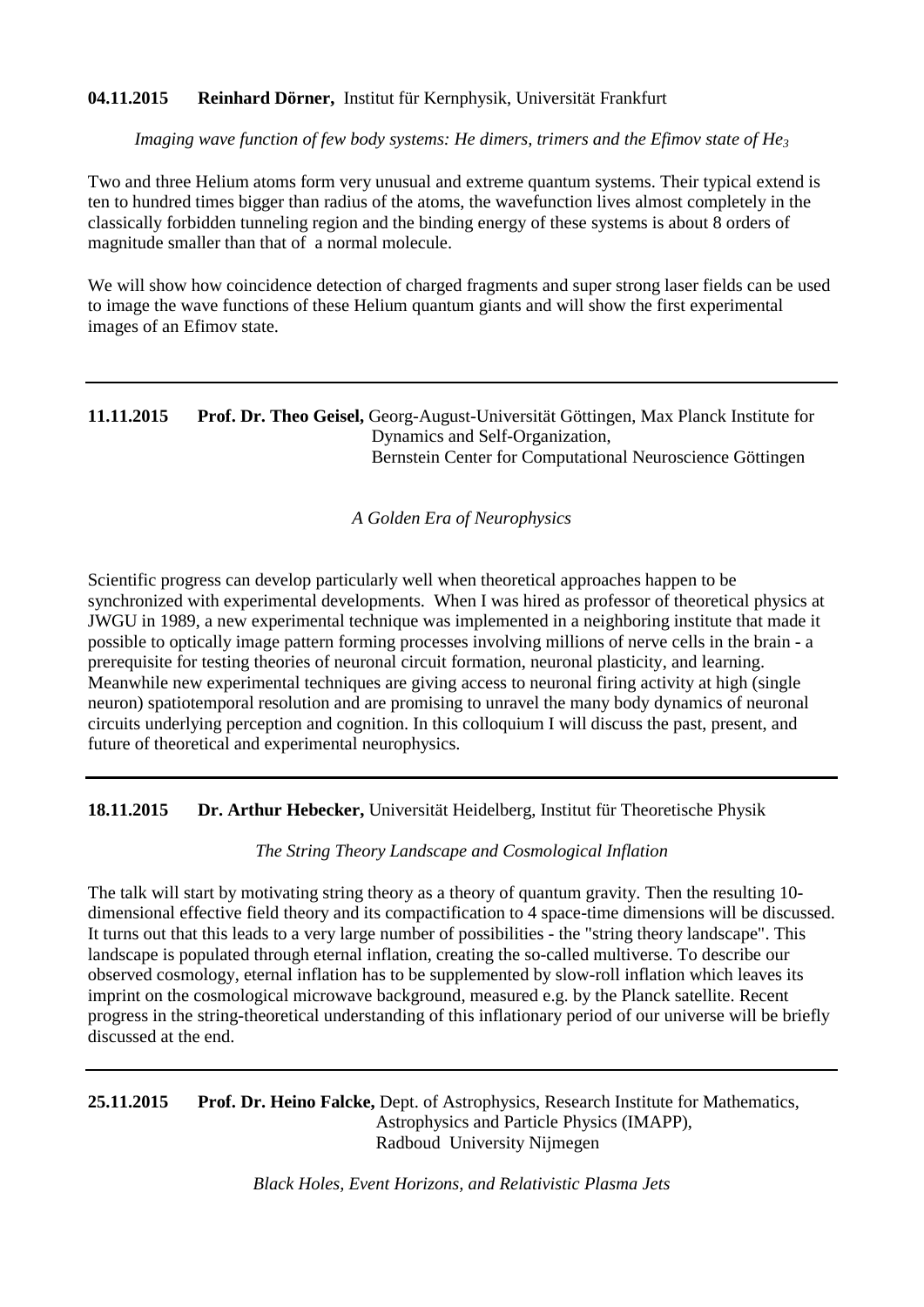**04.11.2015** **Reinhard Dörner,** Institut für Kernphysik, Universität Frankfurt

*Imaging wave function of few body systems: He dimers, trimers and the Efimov state of $He_3$*

Two and three Helium atoms form very unusual and extreme quantum systems. Their typical extend is ten to hundred times bigger than radius of the atoms, the wavefunction lives almost completely in the classically forbidden tunneling region and the binding energy of these systems is about 8 orders of magnitude smaller than that of a normal molecule.

We will show how coincidence detection of charged fragments and super strong laser fields can be used to image the wave functions of these Helium quantum giants and will show the first experimental images of an Efimov state.

---

**11.11.2015** **Prof. Dr. Theo Geisel,** Georg-August-Universität Göttingen, Max Planck Institute for Dynamics and Self-Organization, Bernstein Center for Computational Neuroscience Göttingen

*A Golden Era of Neurophysics*

Scientific progress can develop particularly well when theoretical approaches happen to be synchronized with experimental developments. When I was hired as professor of theoretical physics at JWGU in 1989, a new experimental technique was implemented in a neighboring institute that made it possible to optically image pattern forming processes involving millions of nerve cells in the brain - a prerequisite for testing theories of neuronal circuit formation, neuronal plasticity, and learning. Meanwhile new experimental techniques are giving access to neuronal firing activity at high (single neuron) spatiotemporal resolution and are promising to unravel the many body dynamics of neuronal circuits underlying perception and cognition. In this colloquium I will discuss the past, present, and future of theoretical and experimental neurophysics.

---

**18.11.2015** **Dr. Arthur Hebecker,** Universität Heidelberg, Institut für Theoretische Physik

*The String Theory Landscape and Cosmological Inflation*

The talk will start by motivating string theory as a theory of quantum gravity. Then the resulting 10-dimensional effective field theory and its compactification to 4 space-time dimensions will be discussed. It turns out that this leads to a very large number of possibilities - the "string theory landscape". This landscape is populated through eternal inflation, creating the so-called multiverse. To describe our observed cosmology, eternal inflation has to be supplemented by slow-roll inflation which leaves its imprint on the cosmological microwave background, measured e.g. by the Planck satellite. Recent progress in the string-theoretical understanding of this inflationary period of our universe will be briefly discussed at the end.

---

**25.11.2015** **Prof. Dr. Heino Falcke,** Dept. of Astrophysics, Research Institute for Mathematics, Astrophysics and Particle Physics (IMAPP), Radboud University Nijmegen

*Black Holes, Event Horizons, and Relativistic Plasma Jets*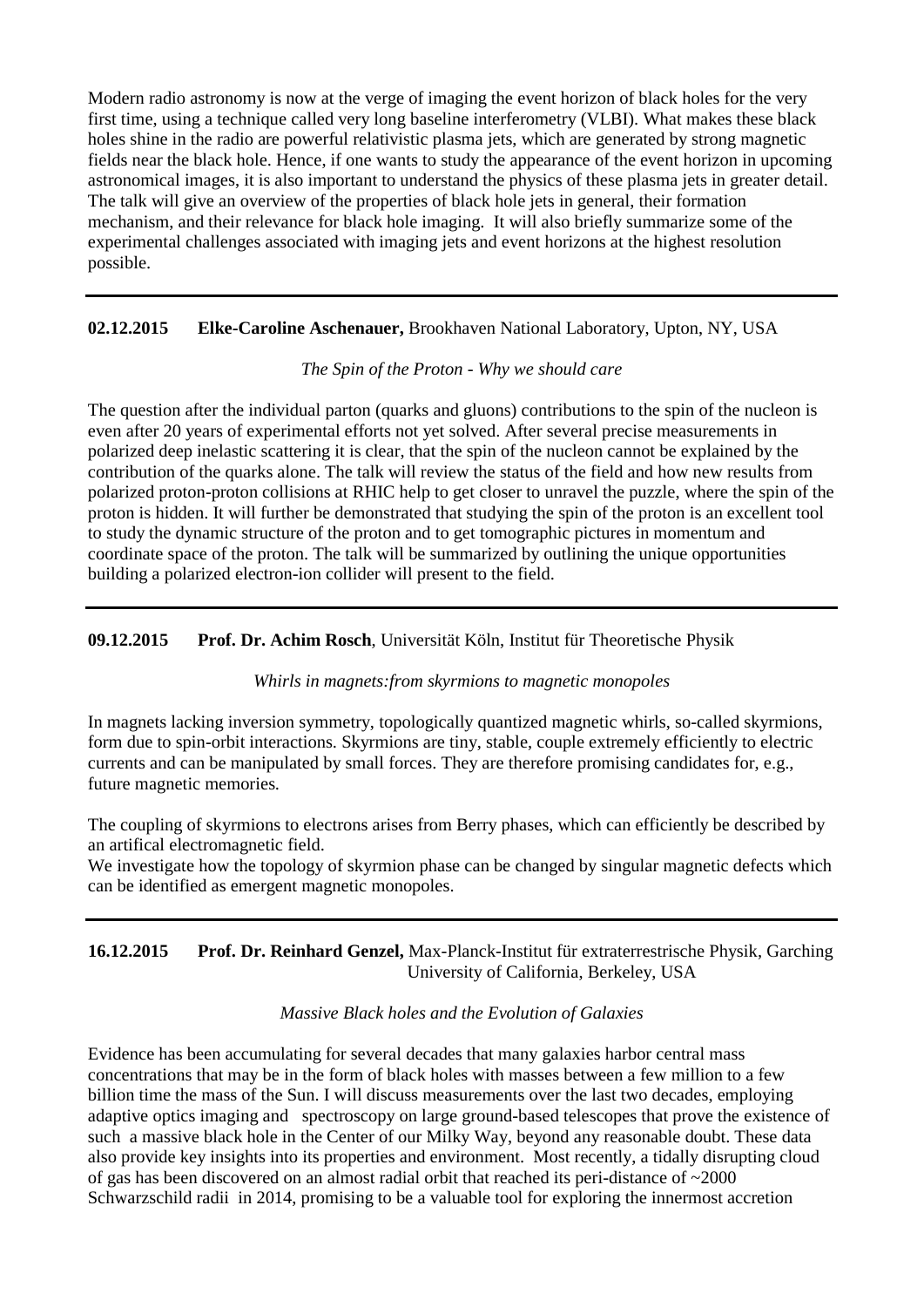Modern radio astronomy is now at the verge of imaging the event horizon of black holes for the very first time, using a technique called very long baseline interferometry (VLBI). What makes these black holes shine in the radio are powerful relativistic plasma jets, which are generated by strong magnetic fields near the black hole. Hence, if one wants to study the appearance of the event horizon in upcoming astronomical images, it is also important to understand the physics of these plasma jets in greater detail. The talk will give an overview of the properties of black hole jets in general, their formation mechanism, and their relevance for black hole imaging. It will also briefly summarize some of the experimental challenges associated with imaging jets and event horizons at the highest resolution possible.

---

**02.12.2015 Elke-Caroline Aschenauer,** Brookhaven National Laboratory, Upton, NY, USA

*The Spin of the Proton - Why we should care*

The question after the individual parton (quarks and gluons) contributions to the spin of the nucleon is even after 20 years of experimental efforts not yet solved. After several precise measurements in polarized deep inelastic scattering it is clear, that the spin of the nucleon cannot be explained by the contribution of the quarks alone. The talk will review the status of the field and how new results from polarized proton-proton collisions at RHIC help to get closer to unravel the puzzle, where the spin of the proton is hidden. It will further be demonstrated that studying the spin of the proton is an excellent tool to study the dynamic structure of the proton and to get tomographic pictures in momentum and coordinate space of the proton. The talk will be summarized by outlining the unique opportunities building a polarized electron-ion collider will present to the field.

---

**09.12.2015 Prof. Dr. Achim Rosch**, Universität Köln, Institut für Theoretische Physik

*Whirls in magnets:from skyrmions to magnetic monopoles*

In magnets lacking inversion symmetry, topologically quantized magnetic whirls, so-called skyrmions, form due to spin-orbit interactions. Skyrmions are tiny, stable, couple extremely efficiently to electric currents and can be manipulated by small forces. They are therefore promising candidates for, e.g., future magnetic memories.

The coupling of skyrmions to electrons arises from Berry phases, which can efficiently be described by an artifical electromagnetic field.
We investigate how the topology of skyrmion phase can be changed by singular magnetic defects which can be identified as emergent magnetic monopoles.

---

**16.12.2015 Prof. Dr. Reinhard Genzel,** Max-Planck-Institut für extraterrestrische Physik, Garching
University of California, Berkeley, USA

*Massive Black holes and the Evolution of Galaxies*

Evidence has been accumulating for several decades that many galaxies harbor central mass concentrations that may be in the form of black holes with masses between a few million to a few billion time the mass of the Sun. I will discuss measurements over the last two decades, employing adaptive optics imaging and spectroscopy on large ground-based telescopes that prove the existence of such a massive black hole in the Center of our Milky Way, beyond any reasonable doubt. These data also provide key insights into its properties and environment. Most recently, a tidally disrupting cloud of gas has been discovered on an almost radial orbit that reached its peri-distance of ~2000 Schwarzschild radii in 2014, promising to be a valuable tool for exploring the innermost accretion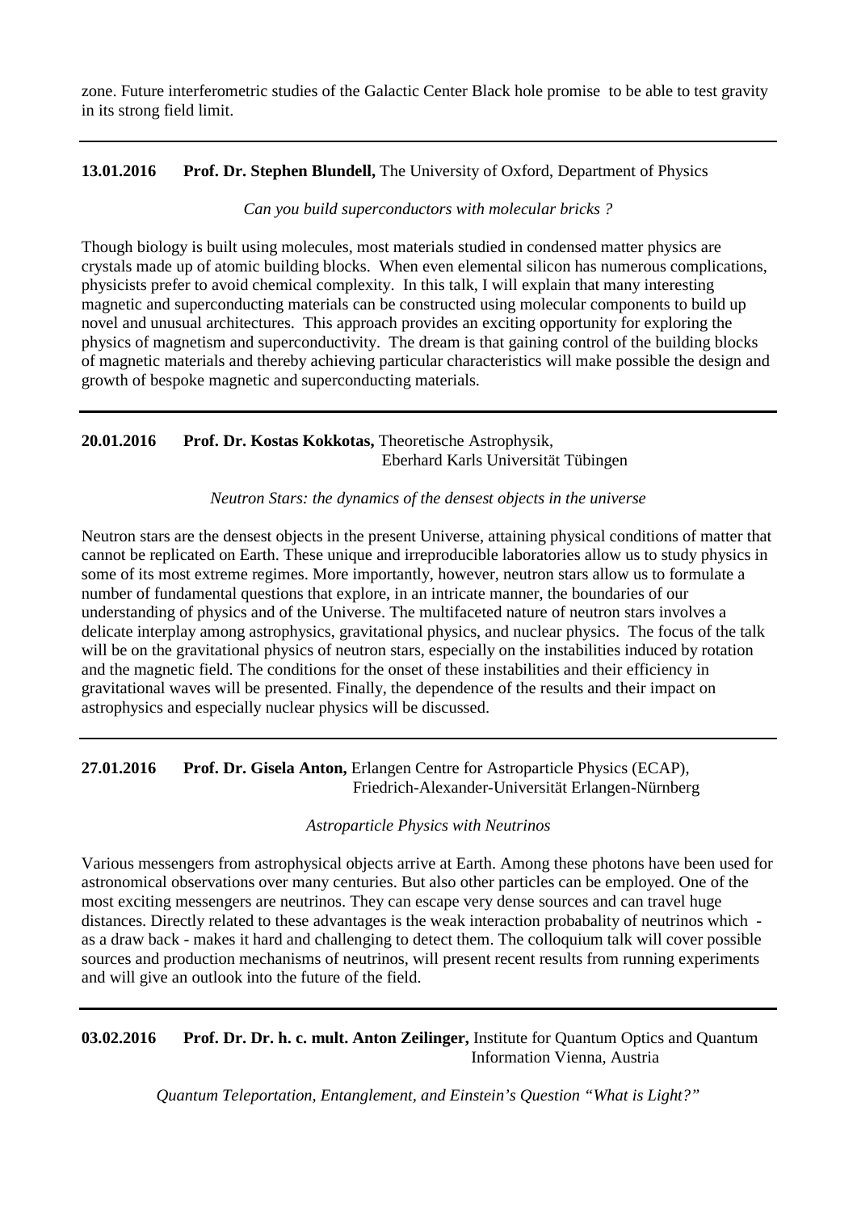zone. Future interferometric studies of the Galactic Center Black hole promise to be able to test gravity in its strong field limit.

---

**13.01.2016** **Prof. Dr. Stephen Blundell,** The University of Oxford, Department of Physics

*Can you build superconductors with molecular bricks ?*

Though biology is built using molecules, most materials studied in condensed matter physics are crystals made up of atomic building blocks. When even elemental silicon has numerous complications, physicists prefer to avoid chemical complexity. In this talk, I will explain that many interesting magnetic and superconducting materials can be constructed using molecular components to build up novel and unusual architectures. This approach provides an exciting opportunity for exploring the physics of magnetism and superconductivity. The dream is that gaining control of the building blocks of magnetic materials and thereby achieving particular characteristics will make possible the design and growth of bespoke magnetic and superconducting materials.

---

**20.01.2016** **Prof. Dr. Kostas Kokkotas,** Theoretische Astrophysik, Eberhard Karls Universität Tübingen

*Neutron Stars: the dynamics of the densest objects in the universe*

Neutron stars are the densest objects in the present Universe, attaining physical conditions of matter that cannot be replicated on Earth. These unique and irreproducible laboratories allow us to study physics in some of its most extreme regimes. More importantly, however, neutron stars allow us to formulate a number of fundamental questions that explore, in an intricate manner, the boundaries of our understanding of physics and of the Universe. The multifaceted nature of neutron stars involves a delicate interplay among astrophysics, gravitational physics, and nuclear physics. The focus of the talk will be on the gravitational physics of neutron stars, especially on the instabilities induced by rotation and the magnetic field. The conditions for the onset of these instabilities and their efficiency in gravitational waves will be presented. Finally, the dependence of the results and their impact on astrophysics and especially nuclear physics will be discussed.

---

**27.01.2016** **Prof. Dr. Gisela Anton,** Erlangen Centre for Astroparticle Physics (ECAP), Friedrich-Alexander-Universität Erlangen-Nürnberg

*Astroparticle Physics with Neutrinos*

Various messengers from astrophysical objects arrive at Earth. Among these photons have been used for astronomical observations over many centuries. But also other particles can be employed. One of the most exciting messengers are neutrinos. They can escape very dense sources and can travel huge distances. Directly related to these advantages is the weak interaction probabality of neutrinos which - as a draw back - makes it hard and challenging to detect them. The colloquium talk will cover possible sources and production mechanisms of neutrinos, will present recent results from running experiments and will give an outlook into the future of the field.

---

**03.02.2016** **Prof. Dr. Dr. h. c. mult. Anton Zeilinger,** Institute for Quantum Optics and Quantum Information Vienna, Austria

*Quantum Teleportation, Entanglement, and Einstein's Question "What is Light?"*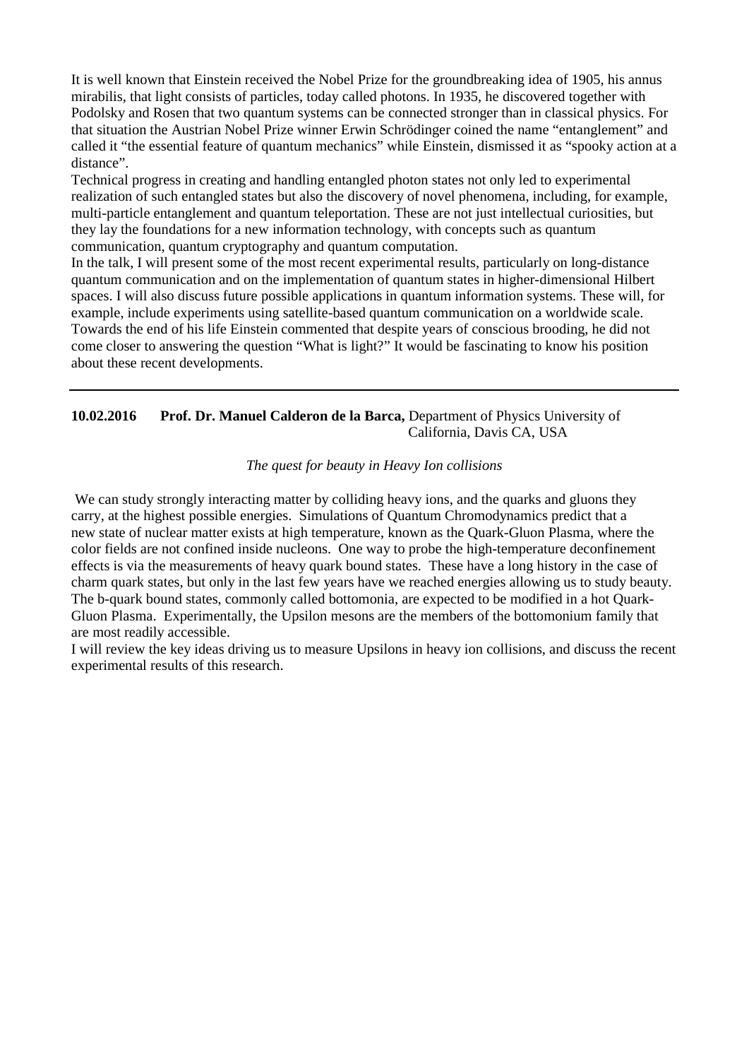It is well known that Einstein received the Nobel Prize for the groundbreaking idea of 1905, his annus mirabilis, that light consists of particles, today called photons. In 1935, he discovered together with Podolsky and Rosen that two quantum systems can be connected stronger than in classical physics. For that situation the Austrian Nobel Prize winner Erwin Schrödinger coined the name "entanglement" and called it "the essential feature of quantum mechanics" while Einstein, dismissed it as "spooky action at a distance".

Technical progress in creating and handling entangled photon states not only led to experimental realization of such entangled states but also the discovery of novel phenomena, including, for example, multi-particle entanglement and quantum teleportation. These are not just intellectual curiosities, but they lay the foundations for a new information technology, with concepts such as quantum communication, quantum cryptography and quantum computation.

In the talk, I will present some of the most recent experimental results, particularly on long-distance quantum communication and on the implementation of quantum states in higher-dimensional Hilbert spaces. I will also discuss future possible applications in quantum information systems. These will, for example, include experiments using satellite-based quantum communication on a worldwide scale.

Towards the end of his life Einstein commented that despite years of conscious brooding, he did not come closer to answering the question "What is light?" It would be fascinating to know his position about these recent developments.

---

**10.02.2016 Prof. Dr. Manuel Calderon de la Barca,** Department of Physics University of California, Davis CA, USA

*The quest for beauty in Heavy Ion collisions*

We can study strongly interacting matter by colliding heavy ions, and the quarks and gluons they carry, at the highest possible energies. Simulations of Quantum Chromodynamics predict that a new state of nuclear matter exists at high temperature, known as the Quark-Gluon Plasma, where the color fields are not confined inside nucleons. One way to probe the high-temperature deconfinement effects is via the measurements of heavy quark bound states. These have a long history in the case of charm quark states, but only in the last few years have we reached energies allowing us to study beauty. The b-quark bound states, commonly called bottomonia, are expected to be modified in a hot Quark-Gluon Plasma. Experimentally, the Upsilon mesons are the members of the bottomonium family that are most readily accessible.

I will review the key ideas driving us to measure Upsilons in heavy ion collisions, and discuss the recent experimental results of this research.